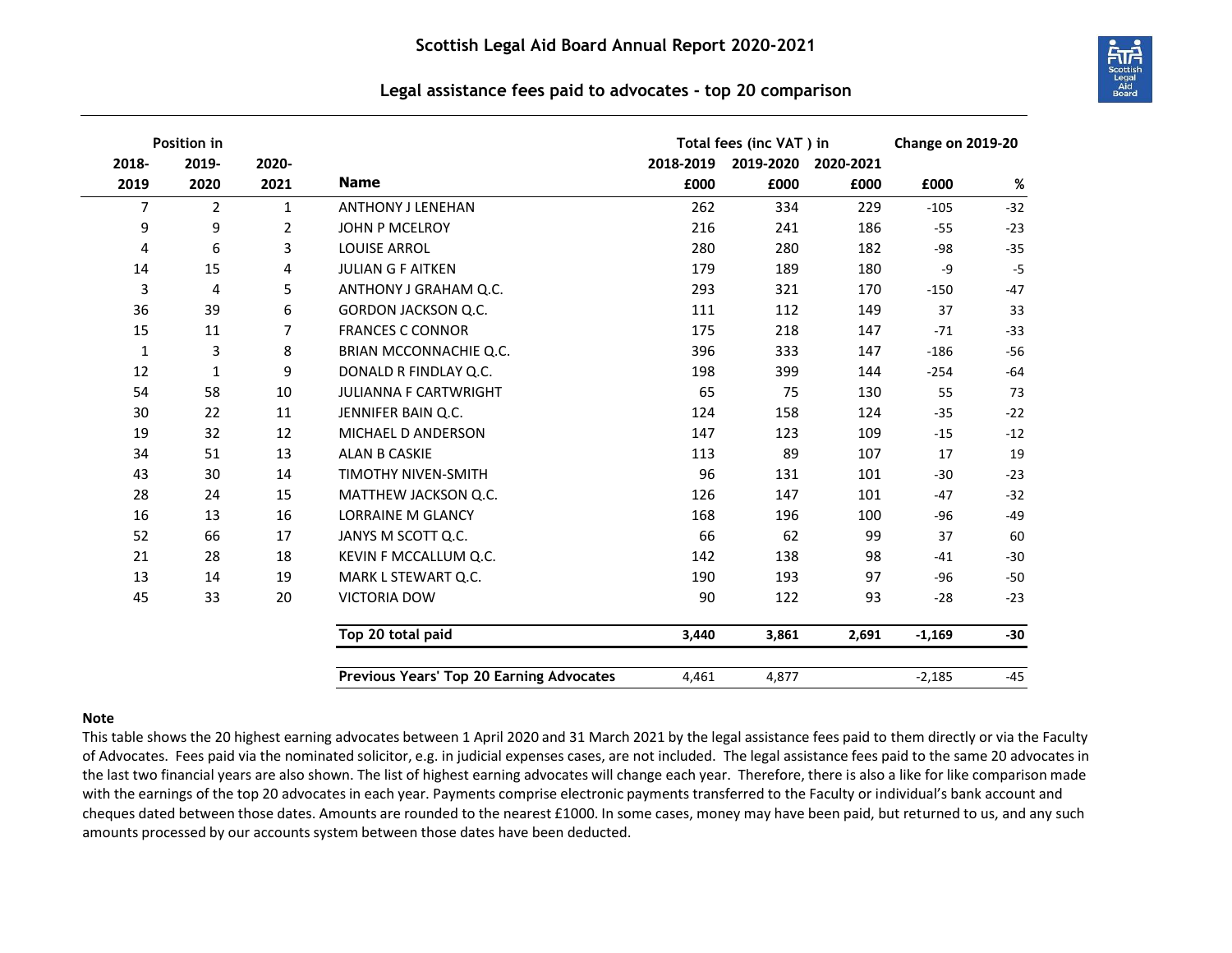# Scottish Legal Aid Board Annual Report 2020-2021

## Legal assistance fees paid to advocates - top 20 comparison

| Position in 2018-2019 | Position in 2019-2020 | Position in 2020-2021 | Name | Total fees (inc VAT) in 2018-2019 £000 | Total fees (inc VAT) in 2019-2020 £000 | Total fees (inc VAT) in 2020-2021 £000 | Change on 2019-20 £000 | Change on 2019-20 % |
|---|---|---|---|---|---|---|---|---|
| 7 | 2 | 1 | ANTHONY J LENEHAN | 262 | 334 | 229 | -105 | -32 |
| 9 | 9 | 2 | JOHN P MCELROY | 216 | 241 | 186 | -55 | -23 |
| 4 | 6 | 3 | LOUISE ARROL | 280 | 280 | 182 | -98 | -35 |
| 14 | 15 | 4 | JULIAN G F AITKEN | 179 | 189 | 180 | -9 | -5 |
| 3 | 4 | 5 | ANTHONY J GRAHAM Q.C. | 293 | 321 | 170 | -150 | -47 |
| 36 | 39 | 6 | GORDON JACKSON Q.C. | 111 | 112 | 149 | 37 | 33 |
| 15 | 11 | 7 | FRANCES C CONNOR | 175 | 218 | 147 | -71 | -33 |
| 1 | 3 | 8 | BRIAN MCCONNACHIE Q.C. | 396 | 333 | 147 | -186 | -56 |
| 12 | 1 | 9 | DONALD R FINDLAY Q.C. | 198 | 399 | 144 | -254 | -64 |
| 54 | 58 | 10 | JULIANNA F CARTWRIGHT | 65 | 75 | 130 | 55 | 73 |
| 30 | 22 | 11 | JENNIFER BAIN Q.C. | 124 | 158 | 124 | -35 | -22 |
| 19 | 32 | 12 | MICHAEL D ANDERSON | 147 | 123 | 109 | -15 | -12 |
| 34 | 51 | 13 | ALAN B CASKIE | 113 | 89 | 107 | 17 | 19 |
| 43 | 30 | 14 | TIMOTHY NIVEN-SMITH | 96 | 131 | 101 | -30 | -23 |
| 28 | 24 | 15 | MATTHEW JACKSON Q.C. | 126 | 147 | 101 | -47 | -32 |
| 16 | 13 | 16 | LORRAINE M GLANCY | 168 | 196 | 100 | -96 | -49 |
| 52 | 66 | 17 | JANYS M SCOTT Q.C. | 66 | 62 | 99 | 37 | 60 |
| 21 | 28 | 18 | KEVIN F MCCALLUM Q.C. | 142 | 138 | 98 | -41 | -30 |
| 13 | 14 | 19 | MARK L STEWART Q.C. | 190 | 193 | 97 | -96 | -50 |
| 45 | 33 | 20 | VICTORIA DOW | 90 | 122 | 93 | -28 | -23 |
| | | | **Top 20 total paid** | **3,440** | **3,861** | **2,691** | **-1,169** | **-30** |
| | | | **Previous Years' Top 20 Earning Advocates** | 4,461 | 4,877 | | -2,185 | -45 |

**Note**

This table shows the 20 highest earning advocates between 1 April 2020 and 31 March 2021 by the legal assistance fees paid to them directly or via the Faculty of Advocates. Fees paid via the nominated solicitor, e.g. in judicial expenses cases, are not included. The legal assistance fees paid to the same 20 advocates in the last two financial years are also shown. The list of highest earning advocates will change each year. Therefore, there is also a like for like comparison made with the earnings of the top 20 advocates in each year. Payments comprise electronic payments transferred to the Faculty or individual's bank account and cheques dated between those dates. Amounts are rounded to the nearest £1000. In some cases, money may have been paid, but returned to us, and any such amounts processed by our accounts system between those dates have been deducted.